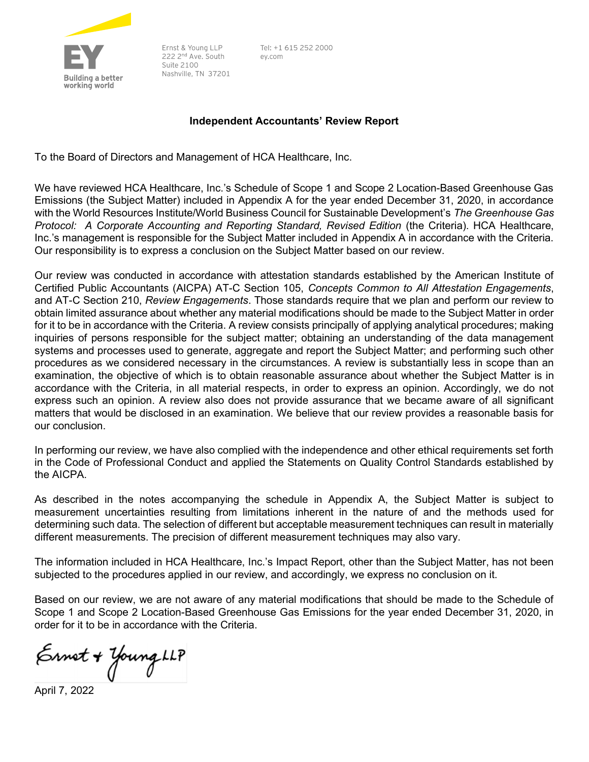Ernst & Young LLP
222 2nd Ave. South
Suite 2100
Nashville, TN 37201

Tel: +1 615 252 2000
ey.com

**Independent Accountants' Review Report**

To the Board of Directors and Management of HCA Healthcare, Inc.

We have reviewed HCA Healthcare, Inc.'s Schedule of Scope 1 and Scope 2 Location-Based Greenhouse Gas Emissions (the Subject Matter) included in Appendix A for the year ended December 31, 2020, in accordance with the World Resources Institute/World Business Council for Sustainable Development's *The Greenhouse Gas Protocol: A Corporate Accounting and Reporting Standard, Revised Edition* (the Criteria). HCA Healthcare, Inc.'s management is responsible for the Subject Matter included in Appendix A in accordance with the Criteria. Our responsibility is to express a conclusion on the Subject Matter based on our review.

Our review was conducted in accordance with attestation standards established by the American Institute of Certified Public Accountants (AICPA) AT-C Section 105, *Concepts Common to All Attestation Engagements*, and AT-C Section 210, *Review Engagements*. Those standards require that we plan and perform our review to obtain limited assurance about whether any material modifications should be made to the Subject Matter in order for it to be in accordance with the Criteria. A review consists principally of applying analytical procedures; making inquiries of persons responsible for the subject matter; obtaining an understanding of the data management systems and processes used to generate, aggregate and report the Subject Matter; and performing such other procedures as we considered necessary in the circumstances. A review is substantially less in scope than an examination, the objective of which is to obtain reasonable assurance about whether the Subject Matter is in accordance with the Criteria, in all material respects, in order to express an opinion. Accordingly, we do not express such an opinion. A review also does not provide assurance that we became aware of all significant matters that would be disclosed in an examination. We believe that our review provides a reasonable basis for our conclusion.

In performing our review, we have also complied with the independence and other ethical requirements set forth in the Code of Professional Conduct and applied the Statements on Quality Control Standards established by the AICPA.

As described in the notes accompanying the schedule in Appendix A, the Subject Matter is subject to measurement uncertainties resulting from limitations inherent in the nature of and the methods used for determining such data. The selection of different but acceptable measurement techniques can result in materially different measurements. The precision of different measurement techniques may also vary.

The information included in HCA Healthcare, Inc.'s Impact Report, other than the Subject Matter, has not been subjected to the procedures applied in our review, and accordingly, we express no conclusion on it.

Based on our review, we are not aware of any material modifications that should be made to the Schedule of Scope 1 and Scope 2 Location-Based Greenhouse Gas Emissions for the year ended December 31, 2020, in order for it to be in accordance with the Criteria.

Ernst + Young LLP

April 7, 2022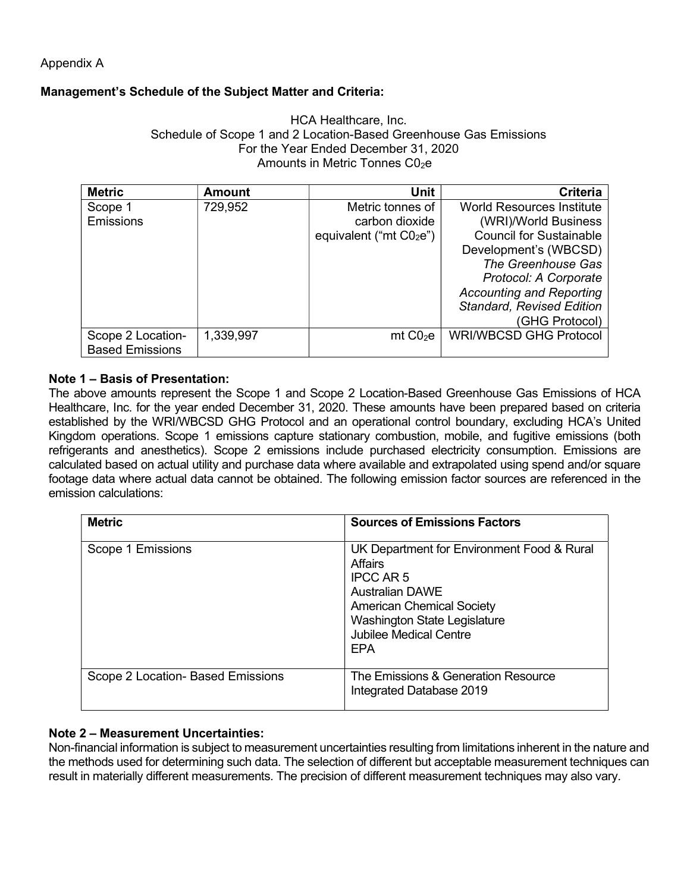Appendix A

**Management's Schedule of the Subject Matter and Criteria:**

HCA Healthcare, Inc.
Schedule of Scope 1 and 2 Location-Based Greenhouse Gas Emissions
For the Year Ended December 31, 2020
Amounts in Metric Tonnes $C0_2e$

| Metric | Amount | Unit | Criteria |
|---|---|---|---|
| Scope 1 Emissions | 729,952 | Metric tonnes of carbon dioxide equivalent ("mt $C0_2e$") | World Resources Institute (WRI)/World Business Council for Sustainable Development's (WBCSD) *The Greenhouse Gas Protocol: A Corporate Accounting and Reporting Standard, Revised Edition* (GHG Protocol) |
| Scope 2 Location-Based Emissions | 1,339,997 | mt $C0_2e$ | WRI/WBCSD GHG Protocol |

**Note 1 – Basis of Presentation:**
The above amounts represent the Scope 1 and Scope 2 Location-Based Greenhouse Gas Emissions of HCA Healthcare, Inc. for the year ended December 31, 2020. These amounts have been prepared based on criteria established by the WRI/WBCSD GHG Protocol and an operational control boundary, excluding HCA's United Kingdom operations. Scope 1 emissions capture stationary combustion, mobile, and fugitive emissions (both refrigerants and anesthetics). Scope 2 emissions include purchased electricity consumption. Emissions are calculated based on actual utility and purchase data where available and extrapolated using spend and/or square footage data where actual data cannot be obtained. The following emission factor sources are referenced in the emission calculations:

| Metric | Sources of Emissions Factors |
|---|---|
| Scope 1 Emissions | UK Department for Environment Food & Rural Affairs<br>IPCC AR 5<br>Australian DAWE<br>American Chemical Society<br>Washington State Legislature<br>Jubilee Medical Centre<br>EPA |
| Scope 2 Location- Based Emissions | The Emissions & Generation Resource Integrated Database 2019 |

**Note 2 – Measurement Uncertainties:**
Non-financial information is subject to measurement uncertainties resulting from limitations inherent in the nature and the methods used for determining such data. The selection of different but acceptable measurement techniques can result in materially different measurements. The precision of different measurement techniques may also vary.